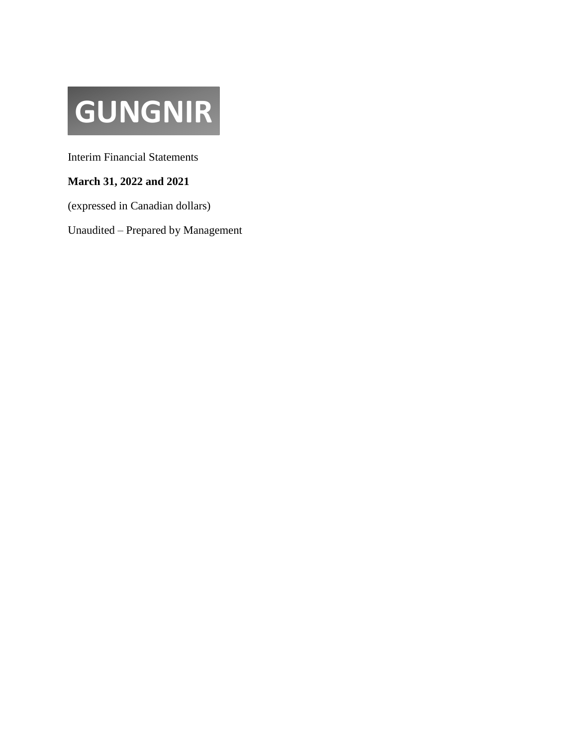# GUNGNIR

Interim Financial Statements

**March 31, 2022 and 2021**

(expressed in Canadian dollars)

Unaudited – Prepared by Management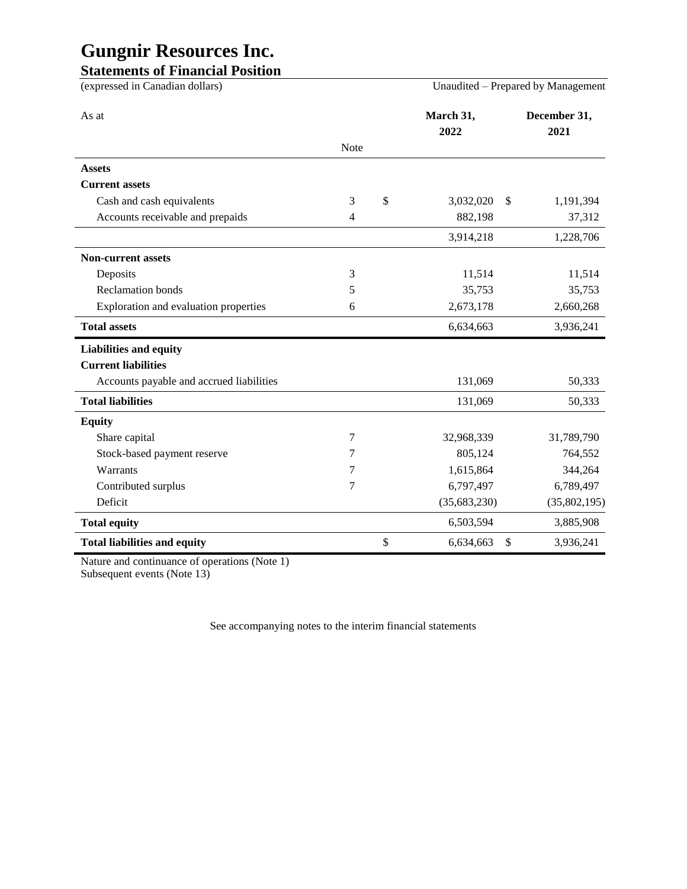# Gungnir Resources Inc.

## Statements of Financial Position

(expressed in Canadian dollars) Unaudited – Prepared by Management

| As at | Note | March 31, 2022 | December 31, 2021 |
|---|---|---|---|
| **Assets** | | | |
| **Current assets** | | | |
| Cash and cash equivalents | 3 | $ 3,032,020 | $ 1,191,394 |
| Accounts receivable and prepaids | 4 | 882,198 | 37,312 |
| | | 3,914,218 | 1,228,706 |
| **Non-current assets** | | | |
| Deposits | 3 | 11,514 | 11,514 |
| Reclamation bonds | 5 | 35,753 | 35,753 |
| Exploration and evaluation properties | 6 | 2,673,178 | 2,660,268 |
| **Total assets** | | 6,634,663 | 3,936,241 |
| **Liabilities and equity** | | | |
| **Current liabilities** | | | |
| Accounts payable and accrued liabilities | | 131,069 | 50,333 |
| **Total liabilities** | | 131,069 | 50,333 |
| **Equity** | | | |
| Share capital | 7 | 32,968,339 | 31,789,790 |
| Stock-based payment reserve | 7 | 805,124 | 764,552 |
| Warrants | 7 | 1,615,864 | 344,264 |
| Contributed surplus | 7 | 6,797,497 | 6,789,497 |
| Deficit | | (35,683,230) | (35,802,195) |
| **Total equity** | | 6,503,594 | 3,885,908 |
| **Total liabilities and equity** | | $ 6,634,663 | $ 3,936,241 |

Nature and continuance of operations (Note 1)
Subsequent events (Note 13)

See accompanying notes to the interim financial statements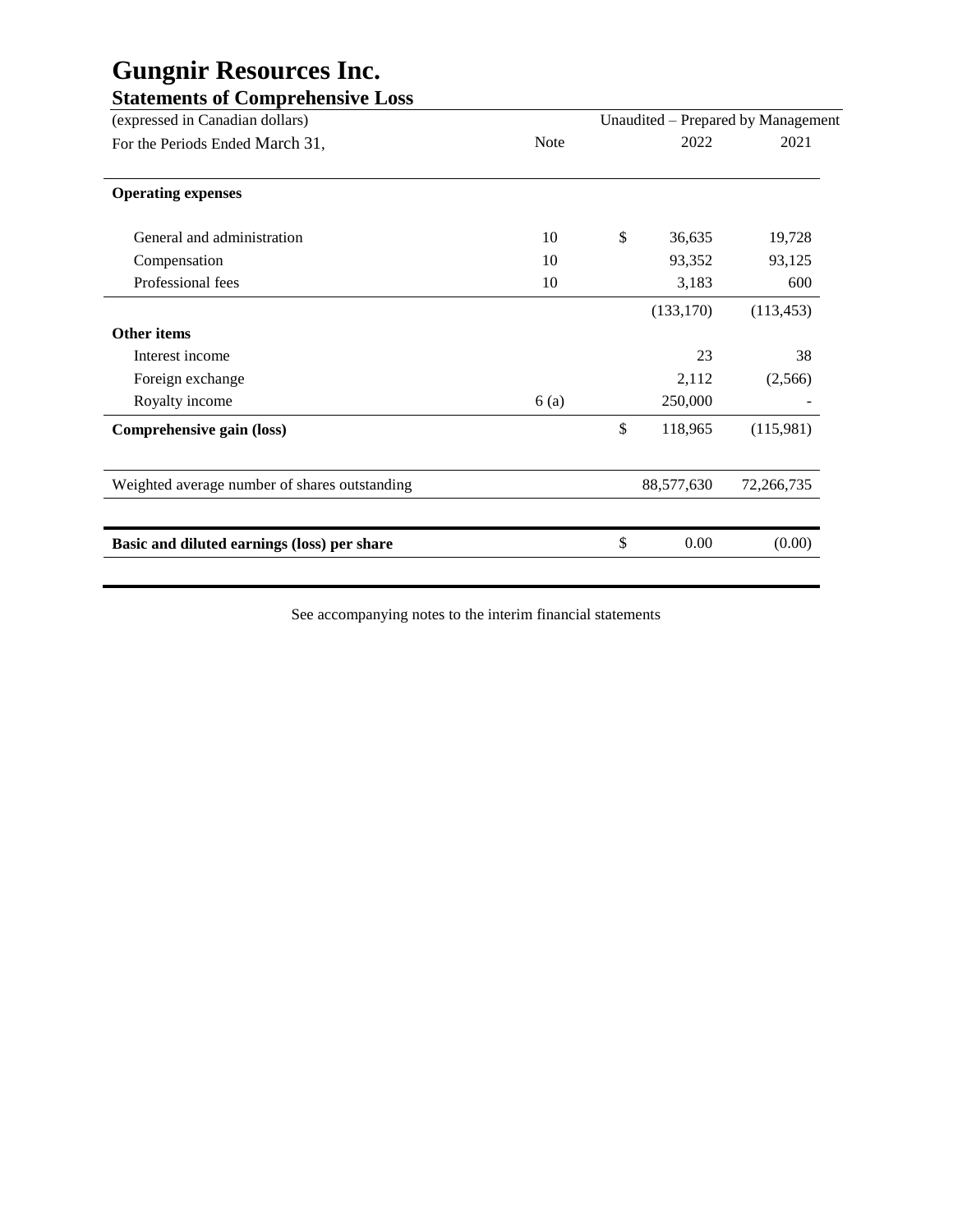# Gungnir Resources Inc.

## Statements of Comprehensive Loss

| (expressed in Canadian dollars) | | Unaudited – Prepared by Management | |
|---|---|---|---|
| For the Periods Ended March 31, | Note | 2022 | 2021 |
| **Operating expenses** | | | |
| General and administration | 10 | $ 36,635 | 19,728 |
| Compensation | 10 | 93,352 | 93,125 |
| Professional fees | 10 | 3,183 | 600 |
| | | (133,170) | (113,453) |
| **Other items** | | | |
| Interest income | | 23 | 38 |
| Foreign exchange | | 2,112 | (2,566) |
| Royalty income | 6 (a) | 250,000 | - |
| **Comprehensive gain (loss)** | | $ 118,965 | (115,981) |
| Weighted average number of shares outstanding | | 88,577,630 | 72,266,735 |
| **Basic and diluted earnings (loss) per share** | | $ 0.00 | (0.00) |

See accompanying notes to the interim financial statements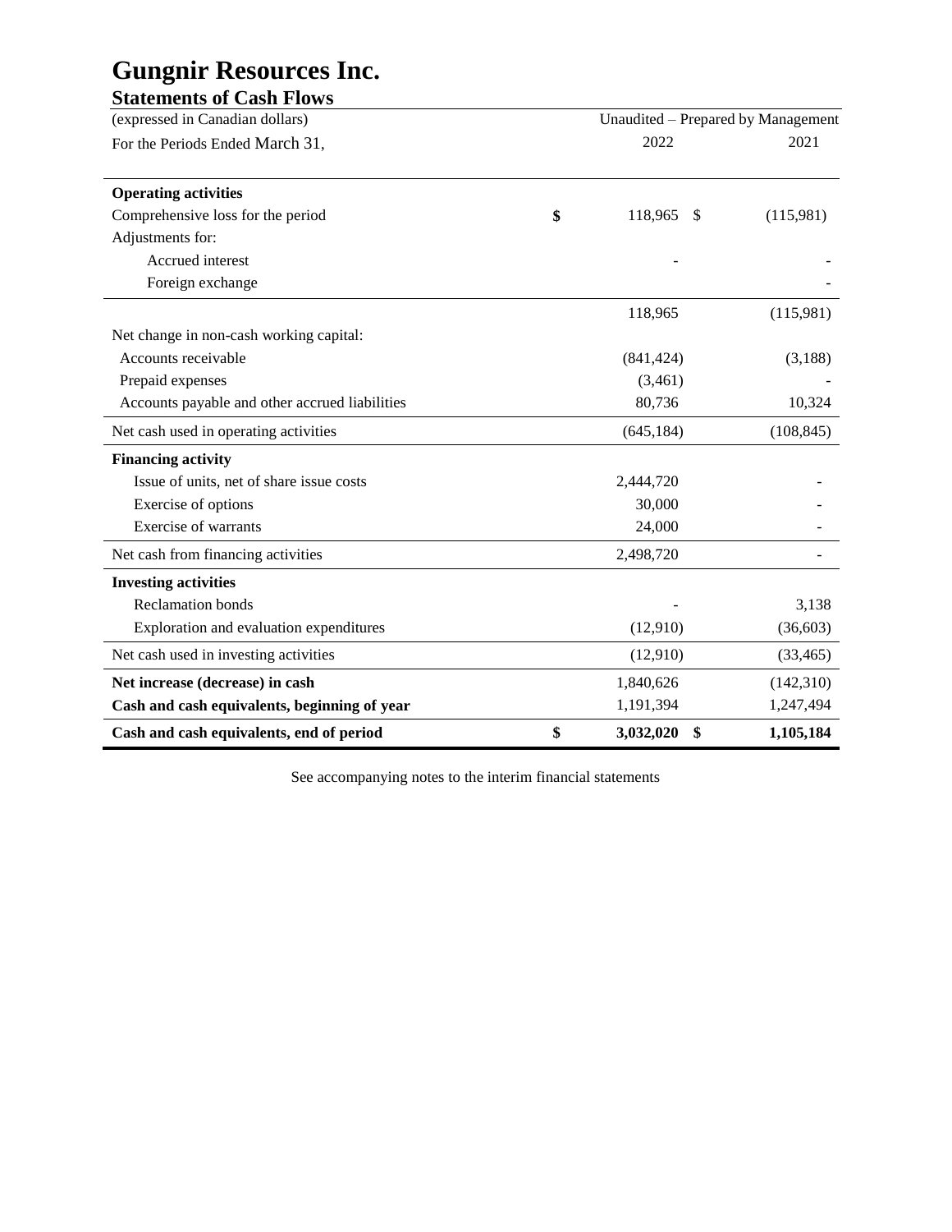# Gungnir Resources Inc.

## Statements of Cash Flows

| (expressed in Canadian dollars) | Unaudited – Prepared by Management | |
|---|---|---|
| For the Periods Ended March 31, | 2022 | 2021 |
| **Operating activities** | | |
| Comprehensive loss for the period | $ 118,965 | $ (115,981) |
| Adjustments for: | | |
| Accrued interest | - | - |
| Foreign exchange | | - |
| | 118,965 | (115,981) |
| Net change in non-cash working capital: | | |
| Accounts receivable | (841,424) | (3,188) |
| Prepaid expenses | (3,461) | - |
| Accounts payable and other accrued liabilities | 80,736 | 10,324 |
| Net cash used in operating activities | (645,184) | (108,845) |
| **Financing activity** | | |
| Issue of units, net of share issue costs | 2,444,720 | - |
| Exercise of options | 30,000 | - |
| Exercise of warrants | 24,000 | - |
| Net cash from financing activities | 2,498,720 | - |
| **Investing activities** | | |
| Reclamation bonds | - | 3,138 |
| Exploration and evaluation expenditures | (12,910) | (36,603) |
| Net cash used in investing activities | (12,910) | (33,465) |
| **Net increase (decrease) in cash** | 1,840,626 | (142,310) |
| **Cash and cash equivalents, beginning of year** | 1,191,394 | 1,247,494 |
| **Cash and cash equivalents, end of period** | **$ 3,032,020** | **$ 1,105,184** |

See accompanying notes to the interim financial statements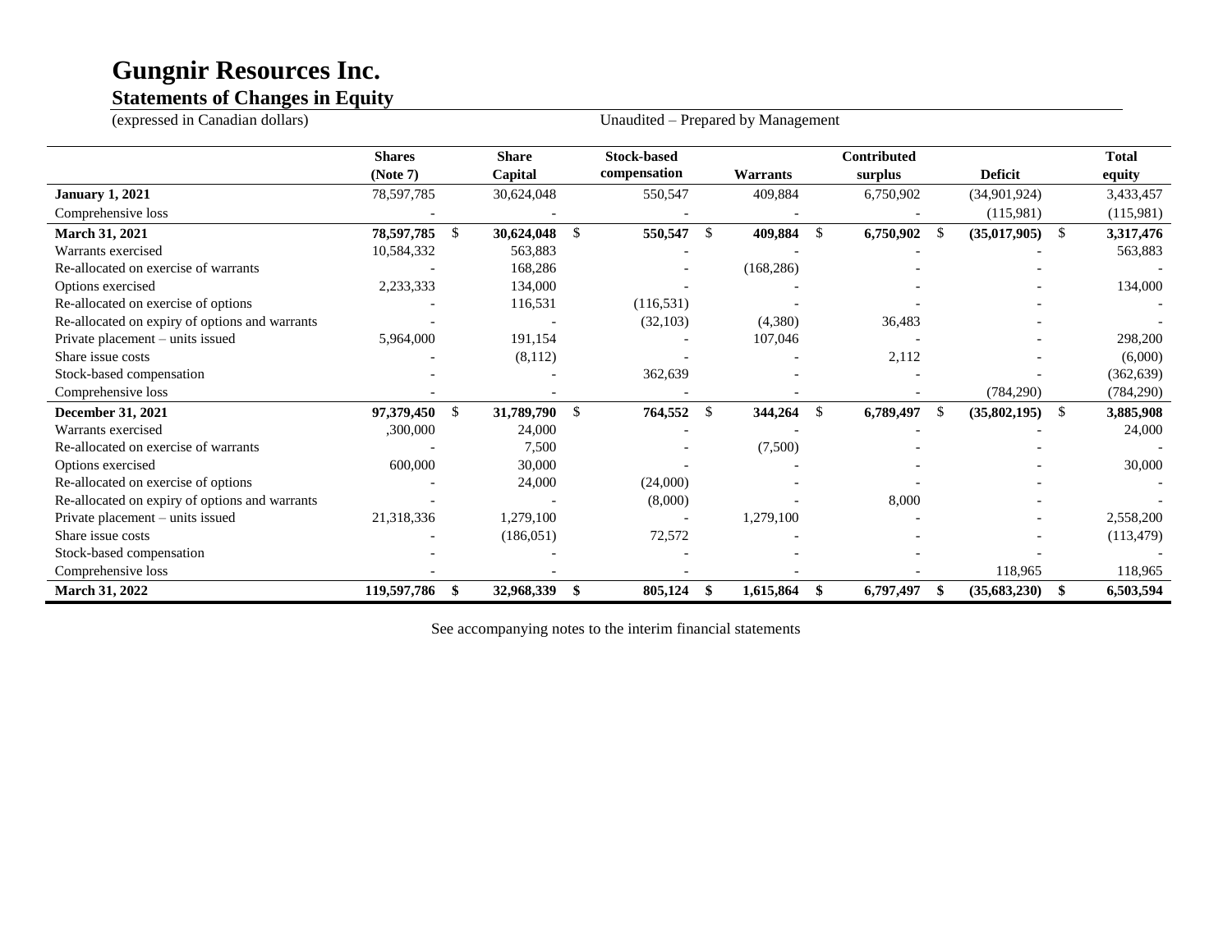# Gungnir Resources Inc.

## Statements of Changes in Equity

(expressed in Canadian dollars) Unaudited – Prepared by Management

| | Shares (Note 7) | | Share Capital | | Stock-based compensation | | Warrants | | Contributed surplus | | Deficit | | Total equity |
|---|---|---|---|---|---|---|---|---|---|---|---|---|---|
| **January 1, 2021** | 78,597,785 | | 30,624,048 | | 550,547 | | 409,884 | | 6,750,902 | | (34,901,924) | | 3,433,457 |
| Comprehensive loss | - | | - | | - | | - | | - | | (115,981) | | (115,981) |
| **March 31, 2021** | **78,597,785** | $ | **30,624,048** | $ | **550,547** | $ | **409,884** | $ | **6,750,902** | $ | **(35,017,905)** | $ | **3,317,476** |
| Warrants exercised | 10,584,332 | | 563,883 | | - | | - | | - | | - | | 563,883 |
| Re-allocated on exercise of warrants | - | | 168,286 | | - | | (168,286) | | - | | - | | - |
| Options exercised | 2,233,333 | | 134,000 | | - | | - | | - | | - | | 134,000 |
| Re-allocated on exercise of options | - | | 116,531 | | (116,531) | | - | | - | | - | | - |
| Re-allocated on expiry of options and warrants | - | | - | | (32,103) | | (4,380) | | 36,483 | | - | | - |
| Private placement – units issued | 5,964,000 | | 191,154 | | - | | 107,046 | | - | | - | | 298,200 |
| Share issue costs | - | | (8,112) | | - | | - | | 2,112 | | - | | (6,000) |
| Stock-based compensation | - | | - | | 362,639 | | - | | - | | - | | (362,639) |
| Comprehensive loss | - | | - | | - | | - | | - | | (784,290) | | (784,290) |
| **December 31, 2021** | **97,379,450** | $ | **31,789,790** | $ | **764,552** | $ | **344,264** | $ | **6,789,497** | $ | **(35,802,195)** | $ | **3,885,908** |
| Warrants exercised | ,300,000 | | 24,000 | | - | | - | | - | | - | | 24,000 |
| Re-allocated on exercise of warrants | - | | 7,500 | | - | | (7,500) | | - | | - | | - |
| Options exercised | 600,000 | | 30,000 | | - | | - | | - | | - | | 30,000 |
| Re-allocated on exercise of options | - | | 24,000 | | (24,000) | | - | | - | | - | | - |
| Re-allocated on expiry of options and warrants | - | | - | | (8,000) | | - | | 8,000 | | - | | - |
| Private placement – units issued | 21,318,336 | | 1,279,100 | | - | | 1,279,100 | | - | | - | | 2,558,200 |
| Share issue costs | - | | (186,051) | | 72,572 | | - | | - | | - | | (113,479) |
| Stock-based compensation | - | | - | | - | | - | | - | | - | | - |
| Comprehensive loss | - | | - | | - | | - | | - | | 118,965 | | 118,965 |
| **March 31, 2022** | **119,597,786** | **$** | **32,968,339** | **$** | **805,124** | **$** | **1,615,864** | **$** | **6,797,497** | **$** | **(35,683,230)** | **$** | **6,503,594** |

See accompanying notes to the interim financial statements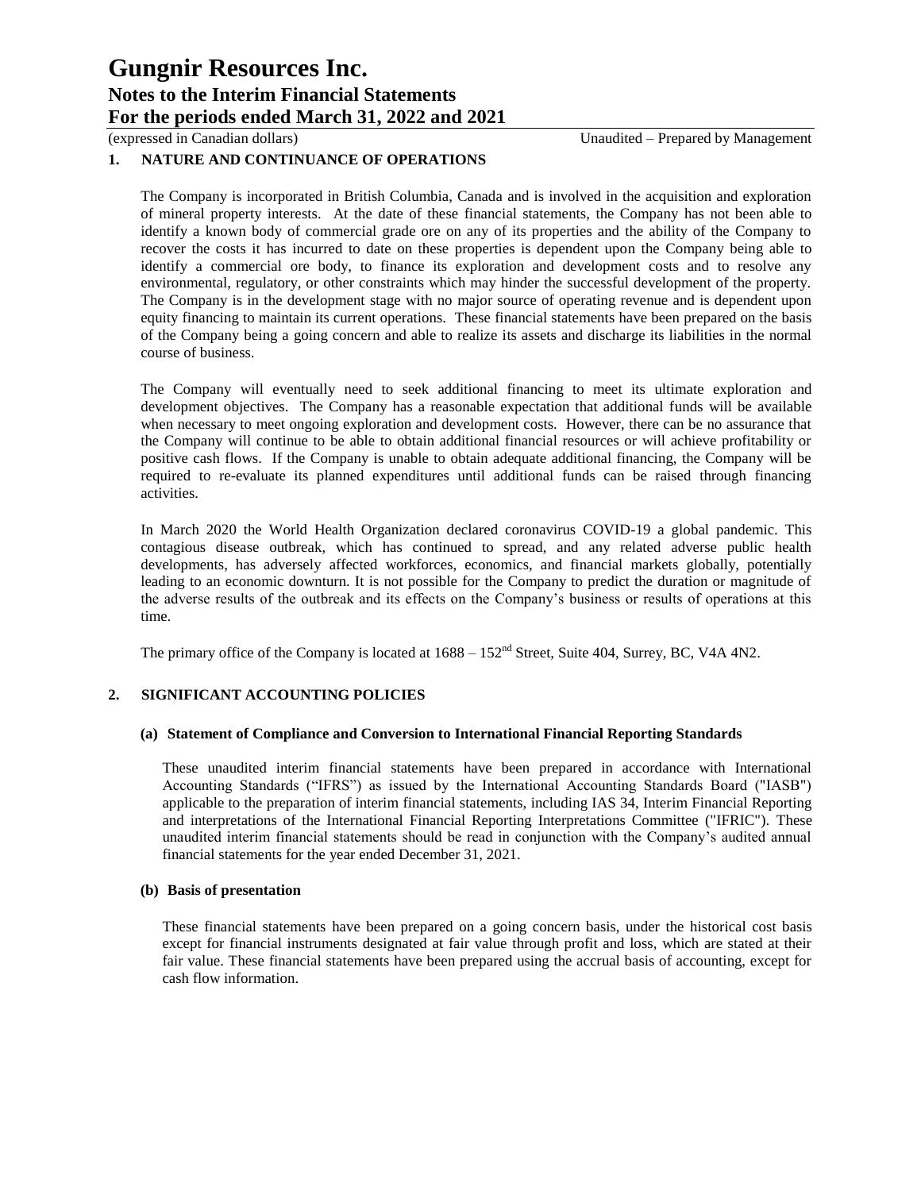## 1. NATURE AND CONTINUANCE OF OPERATIONS

The Company is incorporated in British Columbia, Canada and is involved in the acquisition and exploration of mineral property interests. At the date of these financial statements, the Company has not been able to identify a known body of commercial grade ore on any of its properties and the ability of the Company to recover the costs it has incurred to date on these properties is dependent upon the Company being able to identify a commercial ore body, to finance its exploration and development costs and to resolve any environmental, regulatory, or other constraints which may hinder the successful development of the property. The Company is in the development stage with no major source of operating revenue and is dependent upon equity financing to maintain its current operations. These financial statements have been prepared on the basis of the Company being a going concern and able to realize its assets and discharge its liabilities in the normal course of business.

The Company will eventually need to seek additional financing to meet its ultimate exploration and development objectives. The Company has a reasonable expectation that additional funds will be available when necessary to meet ongoing exploration and development costs. However, there can be no assurance that the Company will continue to be able to obtain additional financial resources or will achieve profitability or positive cash flows. If the Company is unable to obtain adequate additional financing, the Company will be required to re-evaluate its planned expenditures until additional funds can be raised through financing activities.

In March 2020 the World Health Organization declared coronavirus COVID-19 a global pandemic. This contagious disease outbreak, which has continued to spread, and any related adverse public health developments, has adversely affected workforces, economics, and financial markets globally, potentially leading to an economic downturn. It is not possible for the Company to predict the duration or magnitude of the adverse results of the outbreak and its effects on the Company's business or results of operations at this time.

The primary office of the Company is located at 1688 – 152nd Street, Suite 404, Surrey, BC, V4A 4N2.

## 2. SIGNIFICANT ACCOUNTING POLICIES

### (a) Statement of Compliance and Conversion to International Financial Reporting Standards

These unaudited interim financial statements have been prepared in accordance with International Accounting Standards ("IFRS") as issued by the International Accounting Standards Board ("IASB") applicable to the preparation of interim financial statements, including IAS 34, Interim Financial Reporting and interpretations of the International Financial Reporting Interpretations Committee ("IFRIC"). These unaudited interim financial statements should be read in conjunction with the Company's audited annual financial statements for the year ended December 31, 2021.

### (b) Basis of presentation

These financial statements have been prepared on a going concern basis, under the historical cost basis except for financial instruments designated at fair value through profit and loss, which are stated at their fair value. These financial statements have been prepared using the accrual basis of accounting, except for cash flow information.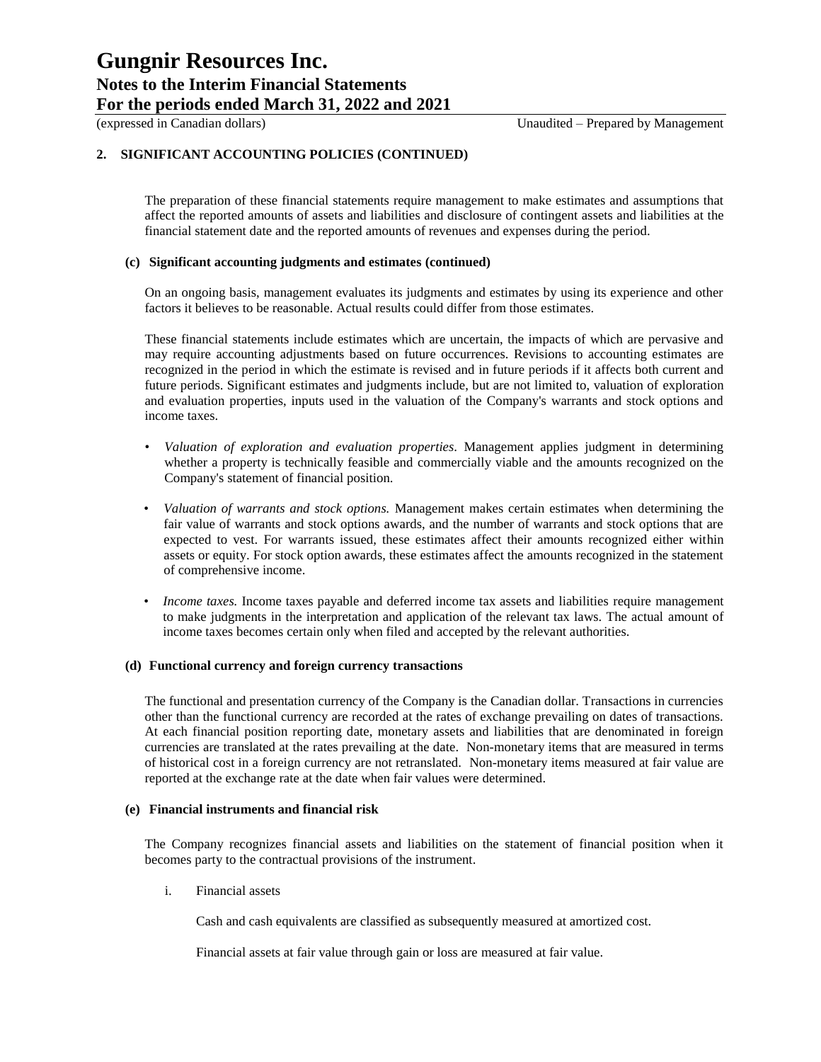## 2. SIGNIFICANT ACCOUNTING POLICIES (CONTINUED)

The preparation of these financial statements require management to make estimates and assumptions that affect the reported amounts of assets and liabilities and disclosure of contingent assets and liabilities at the financial statement date and the reported amounts of revenues and expenses during the period.

### (c) Significant accounting judgments and estimates (continued)

On an ongoing basis, management evaluates its judgments and estimates by using its experience and other factors it believes to be reasonable. Actual results could differ from those estimates.

These financial statements include estimates which are uncertain, the impacts of which are pervasive and may require accounting adjustments based on future occurrences. Revisions to accounting estimates are recognized in the period in which the estimate is revised and in future periods if it affects both current and future periods. Significant estimates and judgments include, but are not limited to, valuation of exploration and evaluation properties, inputs used in the valuation of the Company's warrants and stock options and income taxes.

- *Valuation of exploration and evaluation properties*. Management applies judgment in determining whether a property is technically feasible and commercially viable and the amounts recognized on the Company's statement of financial position.
- *Valuation of warrants and stock options.* Management makes certain estimates when determining the fair value of warrants and stock options awards, and the number of warrants and stock options that are expected to vest. For warrants issued, these estimates affect their amounts recognized either within assets or equity. For stock option awards, these estimates affect the amounts recognized in the statement of comprehensive income.
- *Income taxes.* Income taxes payable and deferred income tax assets and liabilities require management to make judgments in the interpretation and application of the relevant tax laws. The actual amount of income taxes becomes certain only when filed and accepted by the relevant authorities.

### (d) Functional currency and foreign currency transactions

The functional and presentation currency of the Company is the Canadian dollar. Transactions in currencies other than the functional currency are recorded at the rates of exchange prevailing on dates of transactions. At each financial position reporting date, monetary assets and liabilities that are denominated in foreign currencies are translated at the rates prevailing at the date. Non-monetary items that are measured in terms of historical cost in a foreign currency are not retranslated. Non-monetary items measured at fair value are reported at the exchange rate at the date when fair values were determined.

### (e) Financial instruments and financial risk

The Company recognizes financial assets and liabilities on the statement of financial position when it becomes party to the contractual provisions of the instrument.

i. Financial assets

Cash and cash equivalents are classified as subsequently measured at amortized cost.

Financial assets at fair value through gain or loss are measured at fair value.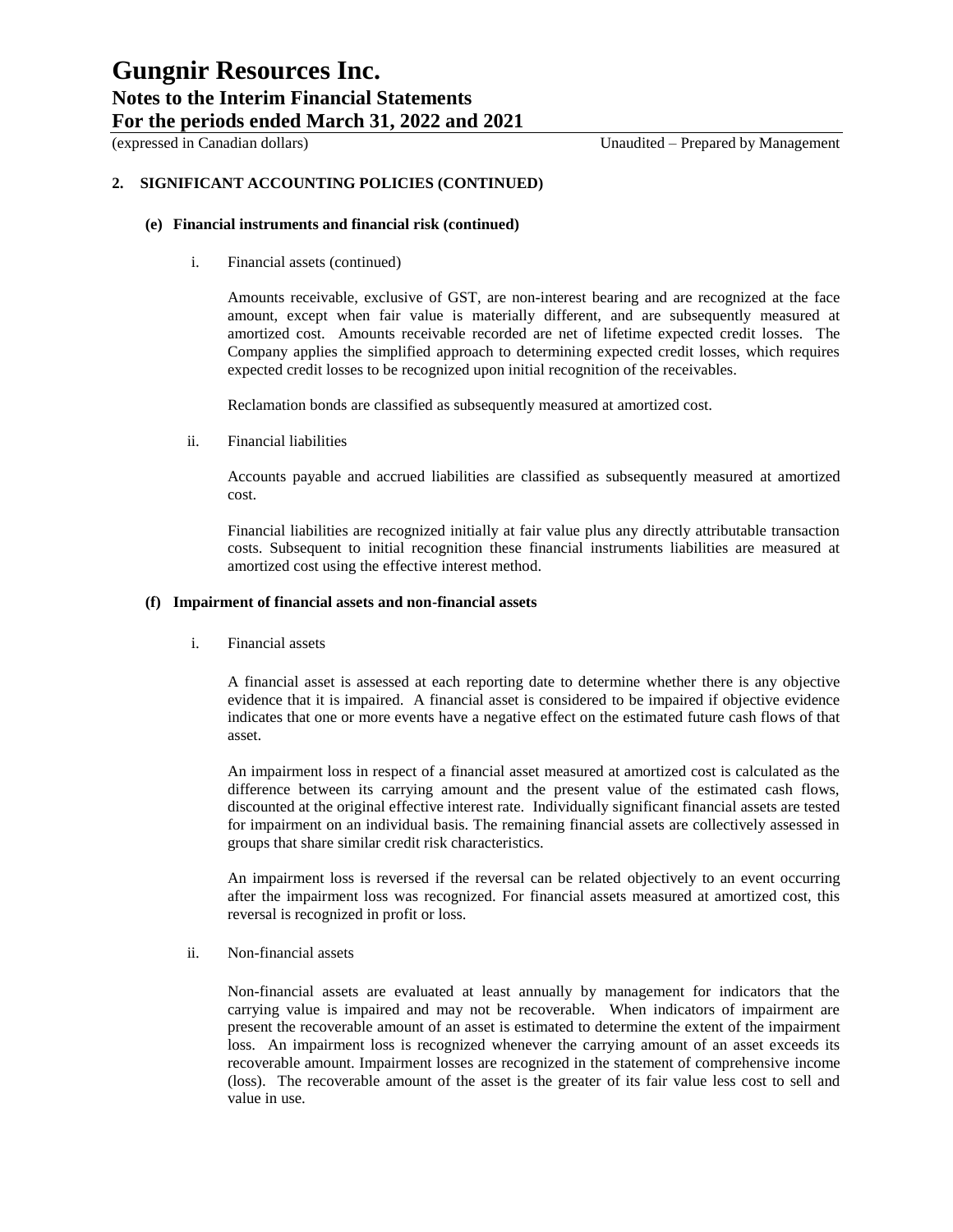## 2. SIGNIFICANT ACCOUNTING POLICIES (CONTINUED)

### (e) Financial instruments and financial risk (continued)

i. Financial assets (continued)

Amounts receivable, exclusive of GST, are non-interest bearing and are recognized at the face amount, except when fair value is materially different, and are subsequently measured at amortized cost. Amounts receivable recorded are net of lifetime expected credit losses. The Company applies the simplified approach to determining expected credit losses, which requires expected credit losses to be recognized upon initial recognition of the receivables.

Reclamation bonds are classified as subsequently measured at amortized cost.

ii. Financial liabilities

Accounts payable and accrued liabilities are classified as subsequently measured at amortized cost.

Financial liabilities are recognized initially at fair value plus any directly attributable transaction costs. Subsequent to initial recognition these financial instruments liabilities are measured at amortized cost using the effective interest method.

### (f) Impairment of financial assets and non-financial assets

i. Financial assets

A financial asset is assessed at each reporting date to determine whether there is any objective evidence that it is impaired. A financial asset is considered to be impaired if objective evidence indicates that one or more events have a negative effect on the estimated future cash flows of that asset.

An impairment loss in respect of a financial asset measured at amortized cost is calculated as the difference between its carrying amount and the present value of the estimated cash flows, discounted at the original effective interest rate. Individually significant financial assets are tested for impairment on an individual basis. The remaining financial assets are collectively assessed in groups that share similar credit risk characteristics.

An impairment loss is reversed if the reversal can be related objectively to an event occurring after the impairment loss was recognized. For financial assets measured at amortized cost, this reversal is recognized in profit or loss.

ii. Non-financial assets

Non-financial assets are evaluated at least annually by management for indicators that the carrying value is impaired and may not be recoverable. When indicators of impairment are present the recoverable amount of an asset is estimated to determine the extent of the impairment loss. An impairment loss is recognized whenever the carrying amount of an asset exceeds its recoverable amount. Impairment losses are recognized in the statement of comprehensive income (loss). The recoverable amount of the asset is the greater of its fair value less cost to sell and value in use.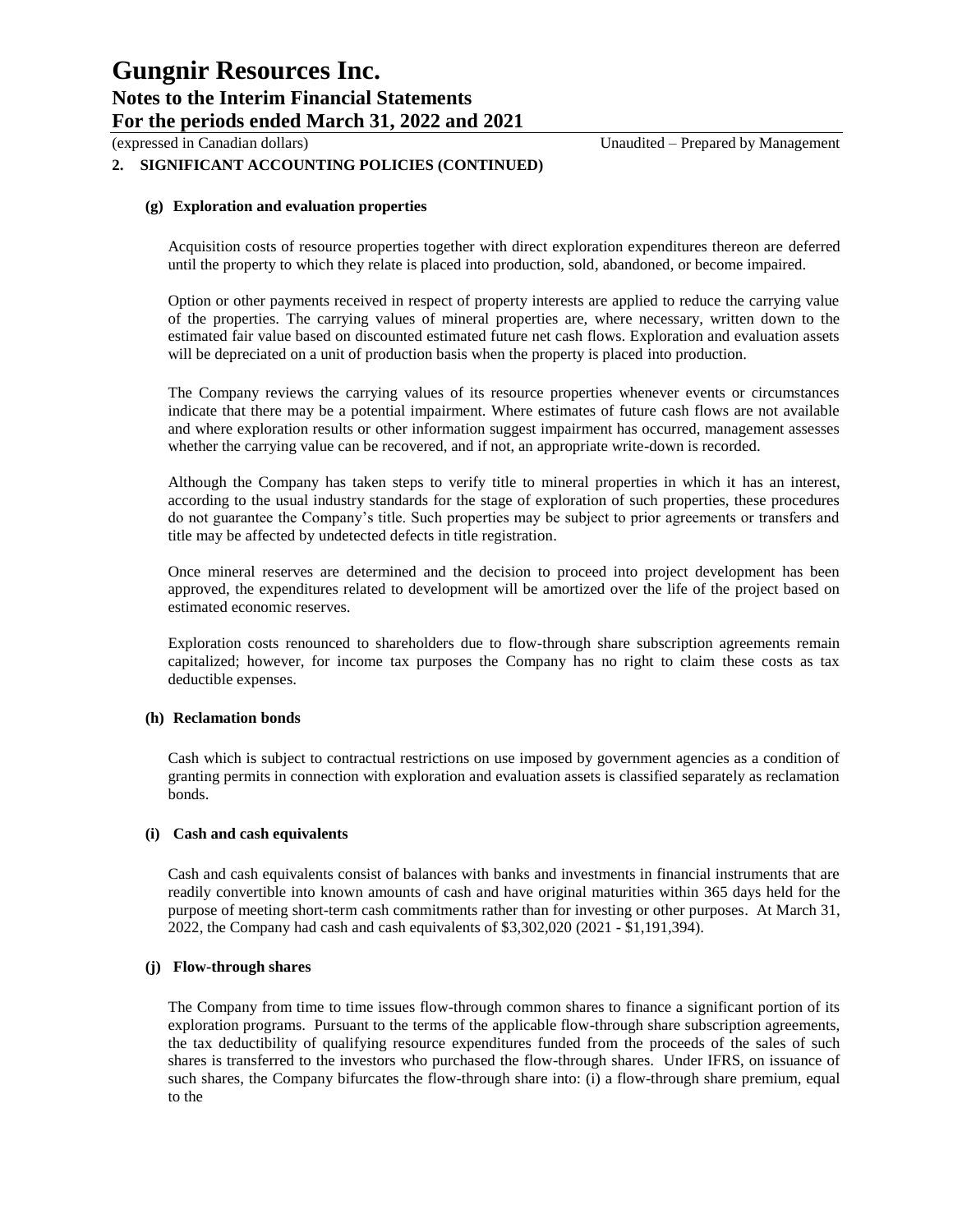## 2. SIGNIFICANT ACCOUNTING POLICIES (CONTINUED)

### (g) Exploration and evaluation properties

Acquisition costs of resource properties together with direct exploration expenditures thereon are deferred until the property to which they relate is placed into production, sold, abandoned, or become impaired.

Option or other payments received in respect of property interests are applied to reduce the carrying value of the properties. The carrying values of mineral properties are, where necessary, written down to the estimated fair value based on discounted estimated future net cash flows. Exploration and evaluation assets will be depreciated on a unit of production basis when the property is placed into production.

The Company reviews the carrying values of its resource properties whenever events or circumstances indicate that there may be a potential impairment. Where estimates of future cash flows are not available and where exploration results or other information suggest impairment has occurred, management assesses whether the carrying value can be recovered, and if not, an appropriate write-down is recorded.

Although the Company has taken steps to verify title to mineral properties in which it has an interest, according to the usual industry standards for the stage of exploration of such properties, these procedures do not guarantee the Company's title. Such properties may be subject to prior agreements or transfers and title may be affected by undetected defects in title registration.

Once mineral reserves are determined and the decision to proceed into project development has been approved, the expenditures related to development will be amortized over the life of the project based on estimated economic reserves.

Exploration costs renounced to shareholders due to flow-through share subscription agreements remain capitalized; however, for income tax purposes the Company has no right to claim these costs as tax deductible expenses.

### (h) Reclamation bonds

Cash which is subject to contractual restrictions on use imposed by government agencies as a condition of granting permits in connection with exploration and evaluation assets is classified separately as reclamation bonds.

### (i) Cash and cash equivalents

Cash and cash equivalents consist of balances with banks and investments in financial instruments that are readily convertible into known amounts of cash and have original maturities within 365 days held for the purpose of meeting short-term cash commitments rather than for investing or other purposes. At March 31, 2022, the Company had cash and cash equivalents of $3,302,020 (2021 - $1,191,394).

### (j) Flow-through shares

The Company from time to time issues flow-through common shares to finance a significant portion of its exploration programs. Pursuant to the terms of the applicable flow-through share subscription agreements, the tax deductibility of qualifying resource expenditures funded from the proceeds of the sales of such shares is transferred to the investors who purchased the flow-through shares. Under IFRS, on issuance of such shares, the Company bifurcates the flow-through share into: (i) a flow-through share premium, equal to the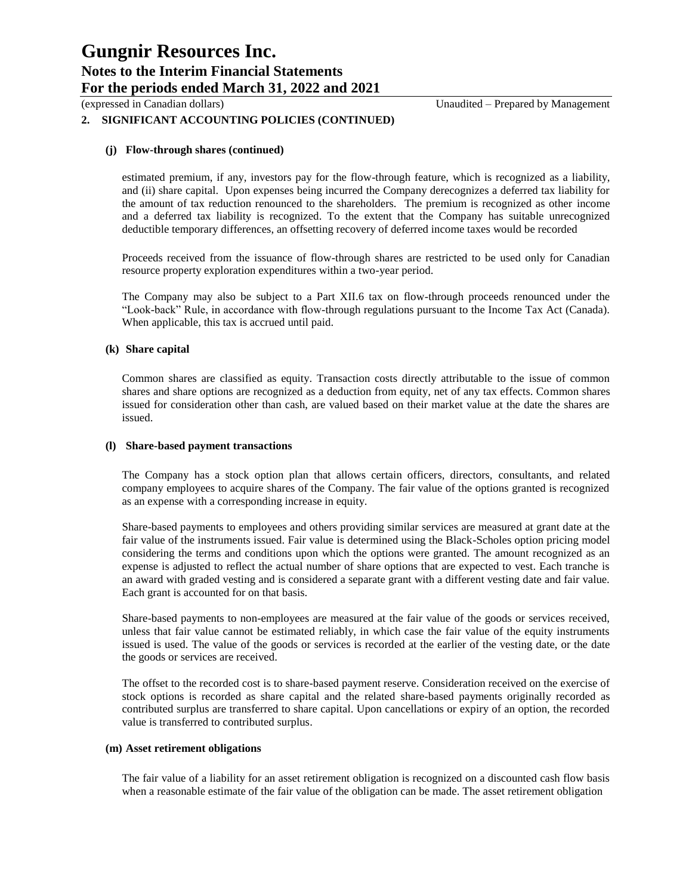## 2. SIGNIFICANT ACCOUNTING POLICIES (CONTINUED)

### (j) Flow-through shares (continued)

estimated premium, if any, investors pay for the flow-through feature, which is recognized as a liability, and (ii) share capital. Upon expenses being incurred the Company derecognizes a deferred tax liability for the amount of tax reduction renounced to the shareholders. The premium is recognized as other income and a deferred tax liability is recognized. To the extent that the Company has suitable unrecognized deductible temporary differences, an offsetting recovery of deferred income taxes would be recorded

Proceeds received from the issuance of flow-through shares are restricted to be used only for Canadian resource property exploration expenditures within a two-year period.

The Company may also be subject to a Part XII.6 tax on flow-through proceeds renounced under the "Look-back" Rule, in accordance with flow-through regulations pursuant to the Income Tax Act (Canada). When applicable, this tax is accrued until paid.

### (k) Share capital

Common shares are classified as equity. Transaction costs directly attributable to the issue of common shares and share options are recognized as a deduction from equity, net of any tax effects. Common shares issued for consideration other than cash, are valued based on their market value at the date the shares are issued.

### (l) Share-based payment transactions

The Company has a stock option plan that allows certain officers, directors, consultants, and related company employees to acquire shares of the Company. The fair value of the options granted is recognized as an expense with a corresponding increase in equity.

Share-based payments to employees and others providing similar services are measured at grant date at the fair value of the instruments issued. Fair value is determined using the Black-Scholes option pricing model considering the terms and conditions upon which the options were granted. The amount recognized as an expense is adjusted to reflect the actual number of share options that are expected to vest. Each tranche is an award with graded vesting and is considered a separate grant with a different vesting date and fair value. Each grant is accounted for on that basis.

Share-based payments to non-employees are measured at the fair value of the goods or services received, unless that fair value cannot be estimated reliably, in which case the fair value of the equity instruments issued is used. The value of the goods or services is recorded at the earlier of the vesting date, or the date the goods or services are received.

The offset to the recorded cost is to share-based payment reserve. Consideration received on the exercise of stock options is recorded as share capital and the related share-based payments originally recorded as contributed surplus are transferred to share capital. Upon cancellations or expiry of an option, the recorded value is transferred to contributed surplus.

### (m) Asset retirement obligations

The fair value of a liability for an asset retirement obligation is recognized on a discounted cash flow basis when a reasonable estimate of the fair value of the obligation can be made. The asset retirement obligation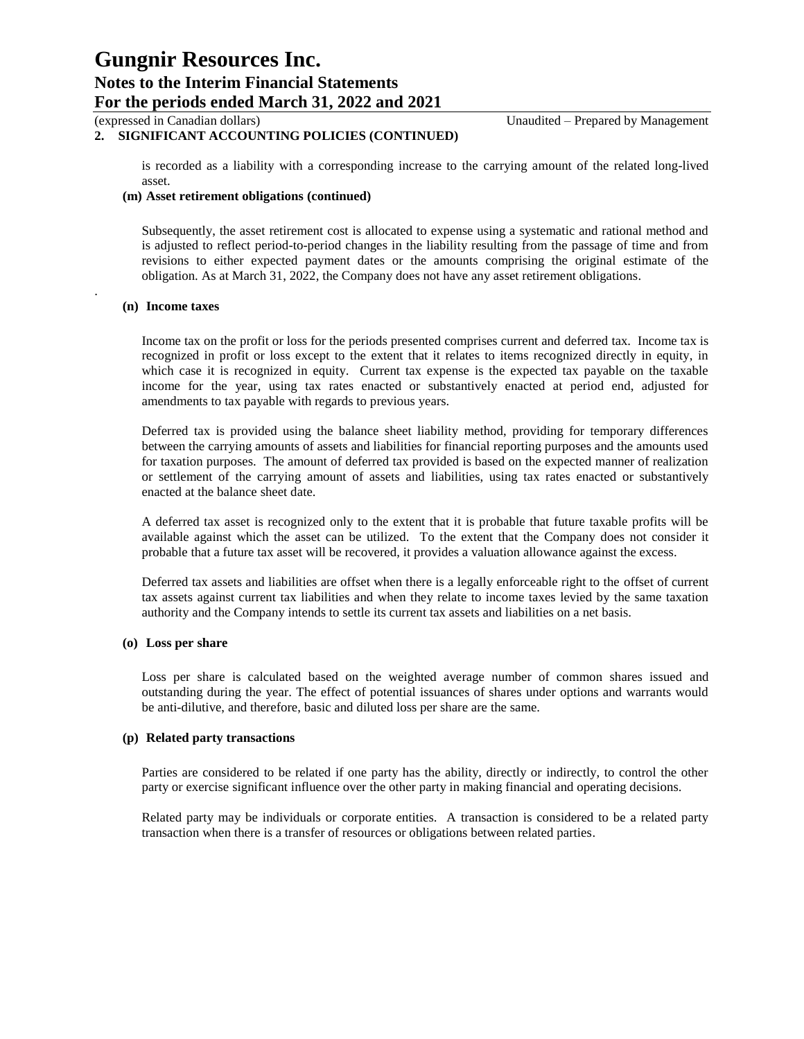## 2. SIGNIFICANT ACCOUNTING POLICIES (CONTINUED)

is recorded as a liability with a corresponding increase to the carrying amount of the related long-lived asset.

**(m) Asset retirement obligations (continued)**

Subsequently, the asset retirement cost is allocated to expense using a systematic and rational method and is adjusted to reflect period-to-period changes in the liability resulting from the passage of time and from revisions to either expected payment dates or the amounts comprising the original estimate of the obligation. As at March 31, 2022, the Company does not have any asset retirement obligations.

**(n) Income taxes**

Income tax on the profit or loss for the periods presented comprises current and deferred tax. Income tax is recognized in profit or loss except to the extent that it relates to items recognized directly in equity, in which case it is recognized in equity. Current tax expense is the expected tax payable on the taxable income for the year, using tax rates enacted or substantively enacted at period end, adjusted for amendments to tax payable with regards to previous years.

Deferred tax is provided using the balance sheet liability method, providing for temporary differences between the carrying amounts of assets and liabilities for financial reporting purposes and the amounts used for taxation purposes. The amount of deferred tax provided is based on the expected manner of realization or settlement of the carrying amount of assets and liabilities, using tax rates enacted or substantively enacted at the balance sheet date.

A deferred tax asset is recognized only to the extent that it is probable that future taxable profits will be available against which the asset can be utilized. To the extent that the Company does not consider it probable that a future tax asset will be recovered, it provides a valuation allowance against the excess.

Deferred tax assets and liabilities are offset when there is a legally enforceable right to the offset of current tax assets against current tax liabilities and when they relate to income taxes levied by the same taxation authority and the Company intends to settle its current tax assets and liabilities on a net basis.

**(o) Loss per share**

Loss per share is calculated based on the weighted average number of common shares issued and outstanding during the year. The effect of potential issuances of shares under options and warrants would be anti-dilutive, and therefore, basic and diluted loss per share are the same.

**(p) Related party transactions**

Parties are considered to be related if one party has the ability, directly or indirectly, to control the other party or exercise significant influence over the other party in making financial and operating decisions.

Related party may be individuals or corporate entities. A transaction is considered to be a related party transaction when there is a transfer of resources or obligations between related parties.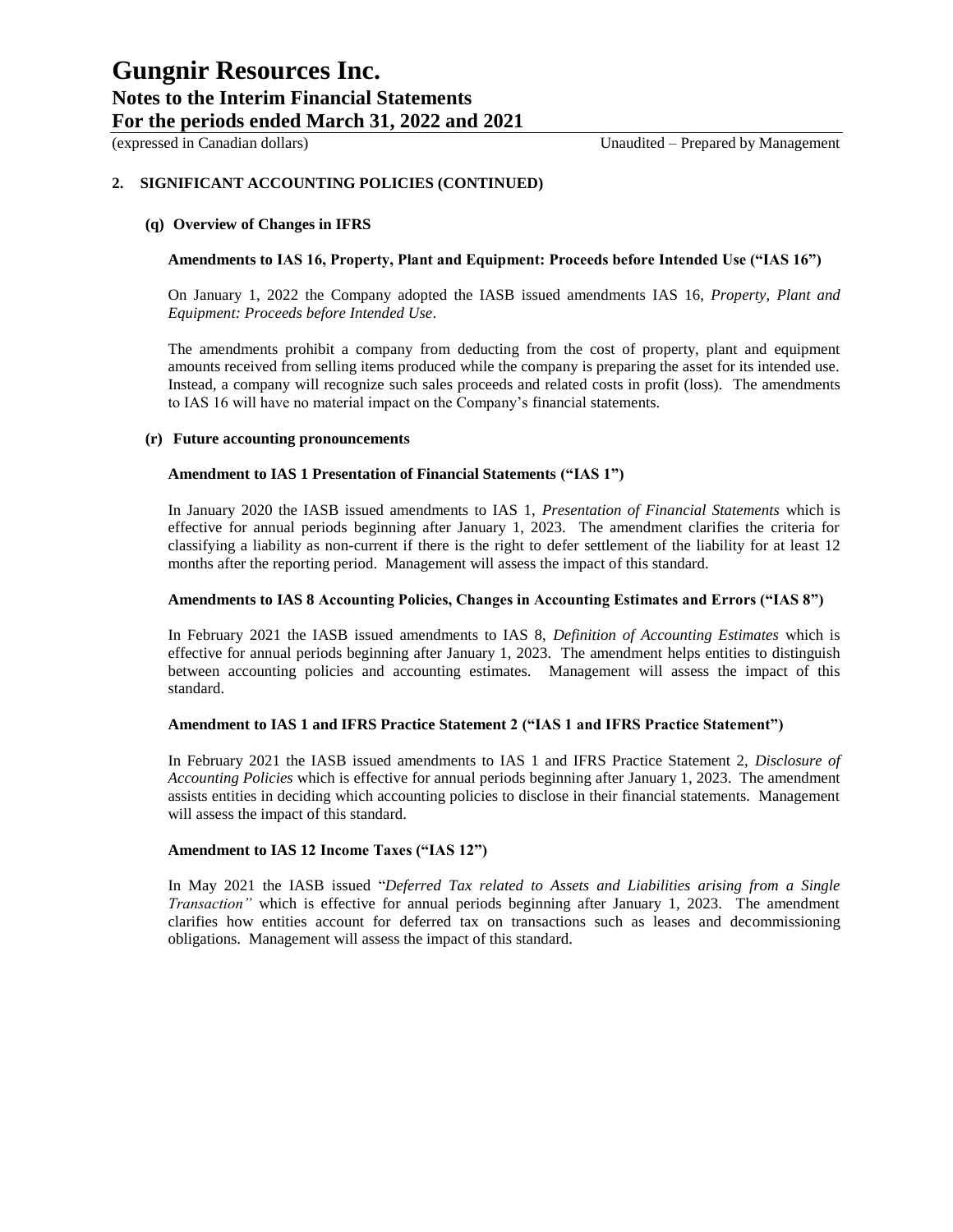## 2. SIGNIFICANT ACCOUNTING POLICIES (CONTINUED)

### (q) Overview of Changes in IFRS

**Amendments to IAS 16, Property, Plant and Equipment: Proceeds before Intended Use ("IAS 16")**

On January 1, 2022 the Company adopted the IASB issued amendments IAS 16, *Property, Plant and Equipment: Proceeds before Intended Use*.

The amendments prohibit a company from deducting from the cost of property, plant and equipment amounts received from selling items produced while the company is preparing the asset for its intended use. Instead, a company will recognize such sales proceeds and related costs in profit (loss). The amendments to IAS 16 will have no material impact on the Company's financial statements.

### (r) Future accounting pronouncements

**Amendment to IAS 1 Presentation of Financial Statements ("IAS 1")**

In January 2020 the IASB issued amendments to IAS 1, *Presentation of Financial Statements* which is effective for annual periods beginning after January 1, 2023. The amendment clarifies the criteria for classifying a liability as non-current if there is the right to defer settlement of the liability for at least 12 months after the reporting period. Management will assess the impact of this standard.

**Amendments to IAS 8 Accounting Policies, Changes in Accounting Estimates and Errors ("IAS 8")**

In February 2021 the IASB issued amendments to IAS 8, *Definition of Accounting Estimates* which is effective for annual periods beginning after January 1, 2023. The amendment helps entities to distinguish between accounting policies and accounting estimates. Management will assess the impact of this standard.

**Amendment to IAS 1 and IFRS Practice Statement 2 ("IAS 1 and IFRS Practice Statement")**

In February 2021 the IASB issued amendments to IAS 1 and IFRS Practice Statement 2, *Disclosure of Accounting Policies* which is effective for annual periods beginning after January 1, 2023. The amendment assists entities in deciding which accounting policies to disclose in their financial statements. Management will assess the impact of this standard.

**Amendment to IAS 12 Income Taxes ("IAS 12")**

In May 2021 the IASB issued "*Deferred Tax related to Assets and Liabilities arising from a Single Transaction"* which is effective for annual periods beginning after January 1, 2023. The amendment clarifies how entities account for deferred tax on transactions such as leases and decommissioning obligations. Management will assess the impact of this standard.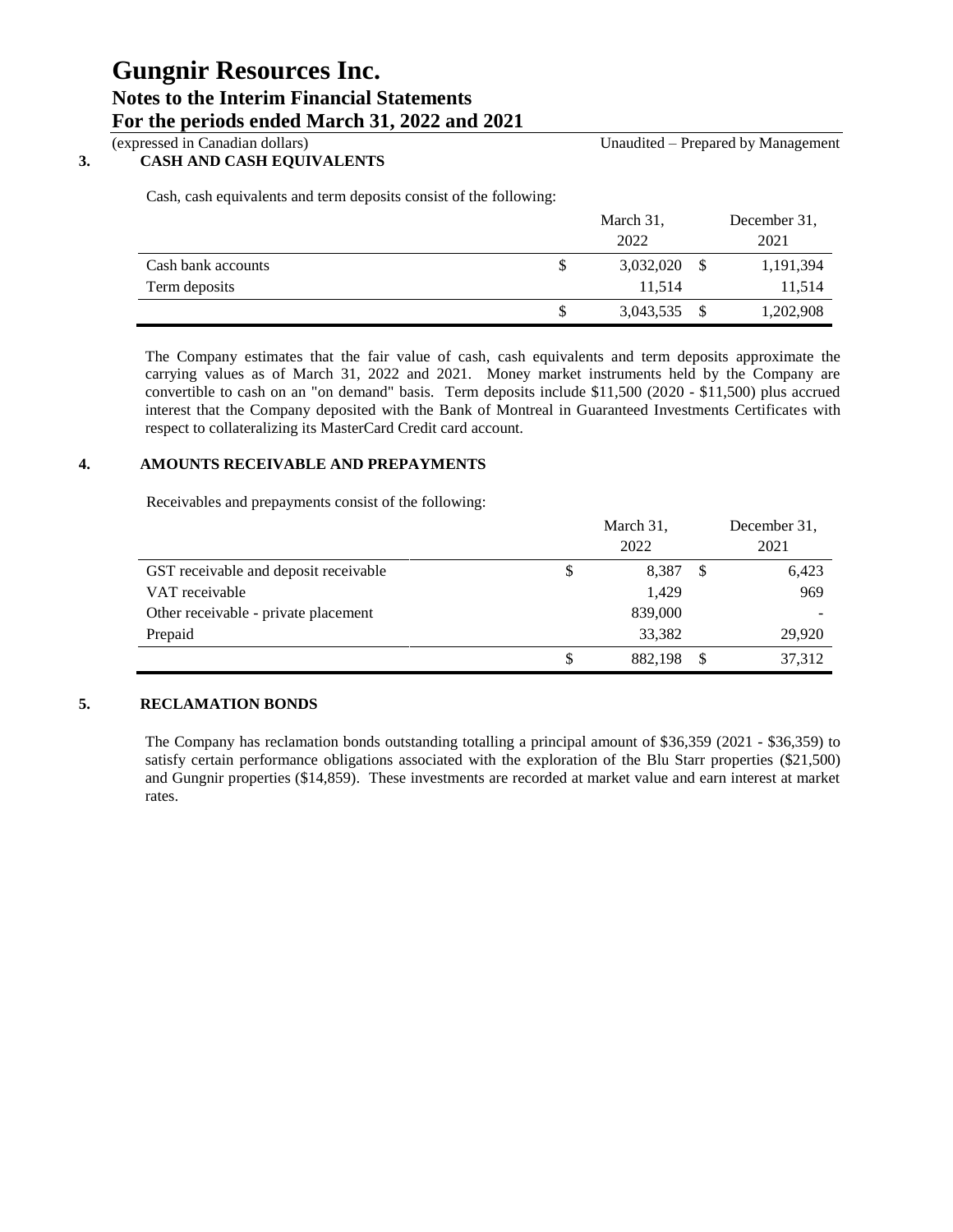# Gungnir Resources Inc.

## Notes to the Interim Financial Statements

## For the periods ended March 31, 2022 and 2021

(expressed in Canadian dollars) Unaudited – Prepared by Management

### 3. CASH AND CASH EQUIVALENTS

Cash, cash equivalents and term deposits consist of the following:

| | March 31, 2022 | December 31, 2021 |
|---|---|---|
| Cash bank accounts | $ 3,032,020 | $ 1,191,394 |
| Term deposits | 11,514 | 11,514 |
| | $ 3,043,535 | $ 1,202,908 |

The Company estimates that the fair value of cash, cash equivalents and term deposits approximate the carrying values as of March 31, 2022 and 2021. Money market instruments held by the Company are convertible to cash on an "on demand" basis. Term deposits include $11,500 (2020 - $11,500) plus accrued interest that the Company deposited with the Bank of Montreal in Guaranteed Investments Certificates with respect to collateralizing its MasterCard Credit card account.

### 4. AMOUNTS RECEIVABLE AND PREPAYMENTS

Receivables and prepayments consist of the following:

| | March 31, 2022 | December 31, 2021 |
|---|---|---|
| GST receivable and deposit receivable | $ 8,387 | $ 6,423 |
| VAT receivable | 1,429 | 969 |
| Other receivable - private placement | 839,000 | - |
| Prepaid | 33,382 | 29,920 |
| | $ 882,198 | $ 37,312 |

### 5. RECLAMATION BONDS

The Company has reclamation bonds outstanding totalling a principal amount of $36,359 (2021 - $36,359) to satisfy certain performance obligations associated with the exploration of the Blu Starr properties ($21,500) and Gungnir properties ($14,859). These investments are recorded at market value and earn interest at market rates.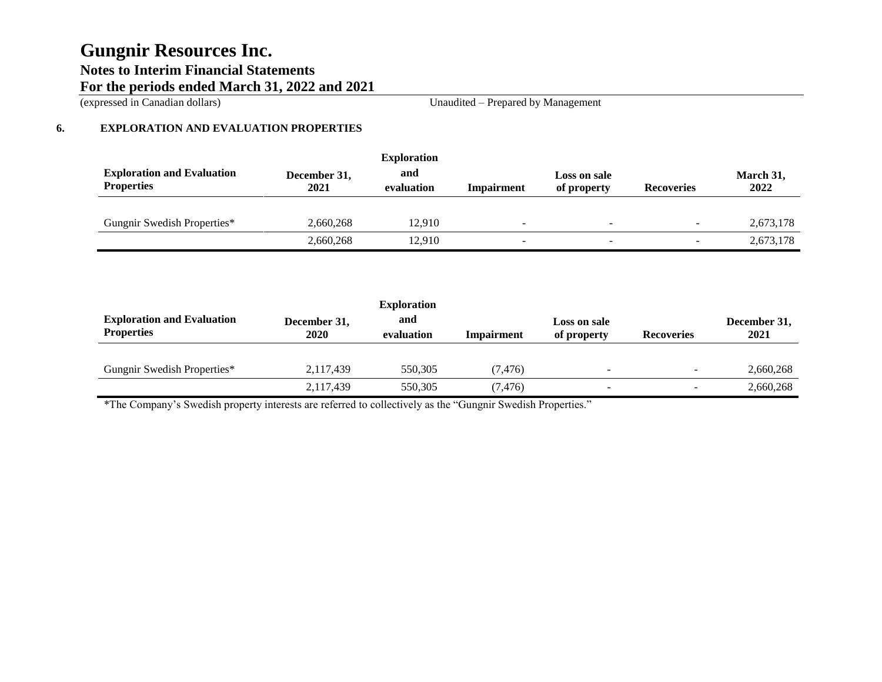## 6. EXPLORATION AND EVALUATION PROPERTIES

| Exploration and Evaluation Properties | December 31, 2021 | Exploration and evaluation | Impairment | Loss on sale of property | Recoveries | March 31, 2022 |
|---|---|---|---|---|---|---|
| Gungnir Swedish Properties* | 2,660,268 | 12,910 | - | - | - | 2,673,178 |
| | 2,660,268 | 12,910 | - | - | - | 2,673,178 |

| Exploration and Evaluation Properties | December 31, 2020 | Exploration and evaluation | Impairment | Loss on sale of property | Recoveries | December 31, 2021 |
|---|---|---|---|---|---|---|
| Gungnir Swedish Properties* | 2,117,439 | 550,305 | (7,476) | - | - | 2,660,268 |
| | 2,117,439 | 550,305 | (7,476) | - | - | 2,660,268 |

*The Company's Swedish property interests are referred to collectively as the "Gungnir Swedish Properties."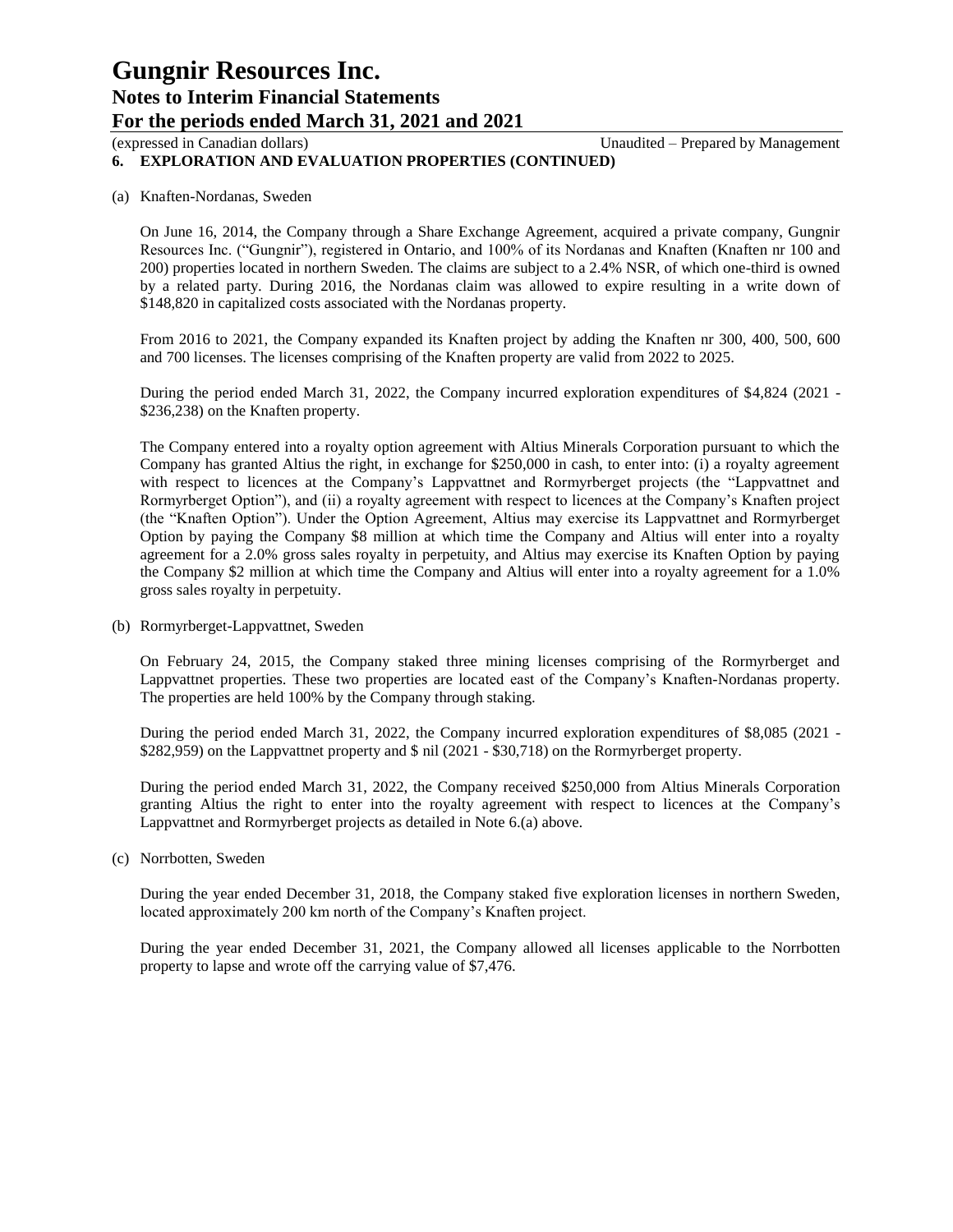## 6. EXPLORATION AND EVALUATION PROPERTIES (CONTINUED)

(a) Knaften-Nordanas, Sweden

On June 16, 2014, the Company through a Share Exchange Agreement, acquired a private company, Gungnir Resources Inc. ("Gungnir"), registered in Ontario, and 100% of its Nordanas and Knaften (Knaften nr 100 and 200) properties located in northern Sweden. The claims are subject to a 2.4% NSR, of which one-third is owned by a related party. During 2016, the Nordanas claim was allowed to expire resulting in a write down of $148,820 in capitalized costs associated with the Nordanas property.

From 2016 to 2021, the Company expanded its Knaften project by adding the Knaften nr 300, 400, 500, 600 and 700 licenses. The licenses comprising of the Knaften property are valid from 2022 to 2025.

During the period ended March 31, 2022, the Company incurred exploration expenditures of $4,824 (2021 - $236,238) on the Knaften property.

The Company entered into a royalty option agreement with Altius Minerals Corporation pursuant to which the Company has granted Altius the right, in exchange for $250,000 in cash, to enter into: (i) a royalty agreement with respect to licences at the Company's Lappvattnet and Rormyrberget projects (the "Lappvattnet and Rormyrberget Option"), and (ii) a royalty agreement with respect to licences at the Company's Knaften project (the "Knaften Option"). Under the Option Agreement, Altius may exercise its Lappvattnet and Rormyrberget Option by paying the Company $8 million at which time the Company and Altius will enter into a royalty agreement for a 2.0% gross sales royalty in perpetuity, and Altius may exercise its Knaften Option by paying the Company $2 million at which time the Company and Altius will enter into a royalty agreement for a 1.0% gross sales royalty in perpetuity.

(b) Rormyrberget-Lappvattnet, Sweden

On February 24, 2015, the Company staked three mining licenses comprising of the Rormyrberget and Lappvattnet properties. These two properties are located east of the Company's Knaften-Nordanas property. The properties are held 100% by the Company through staking.

During the period ended March 31, 2022, the Company incurred exploration expenditures of $8,085 (2021 - $282,959) on the Lappvattnet property and $ nil (2021 - $30,718) on the Rormyrberget property.

During the period ended March 31, 2022, the Company received $250,000 from Altius Minerals Corporation granting Altius the right to enter into the royalty agreement with respect to licences at the Company's Lappvattnet and Rormyrberget projects as detailed in Note 6.(a) above.

(c) Norrbotten, Sweden

During the year ended December 31, 2018, the Company staked five exploration licenses in northern Sweden, located approximately 200 km north of the Company's Knaften project.

During the year ended December 31, 2021, the Company allowed all licenses applicable to the Norrbotten property to lapse and wrote off the carrying value of $7,476.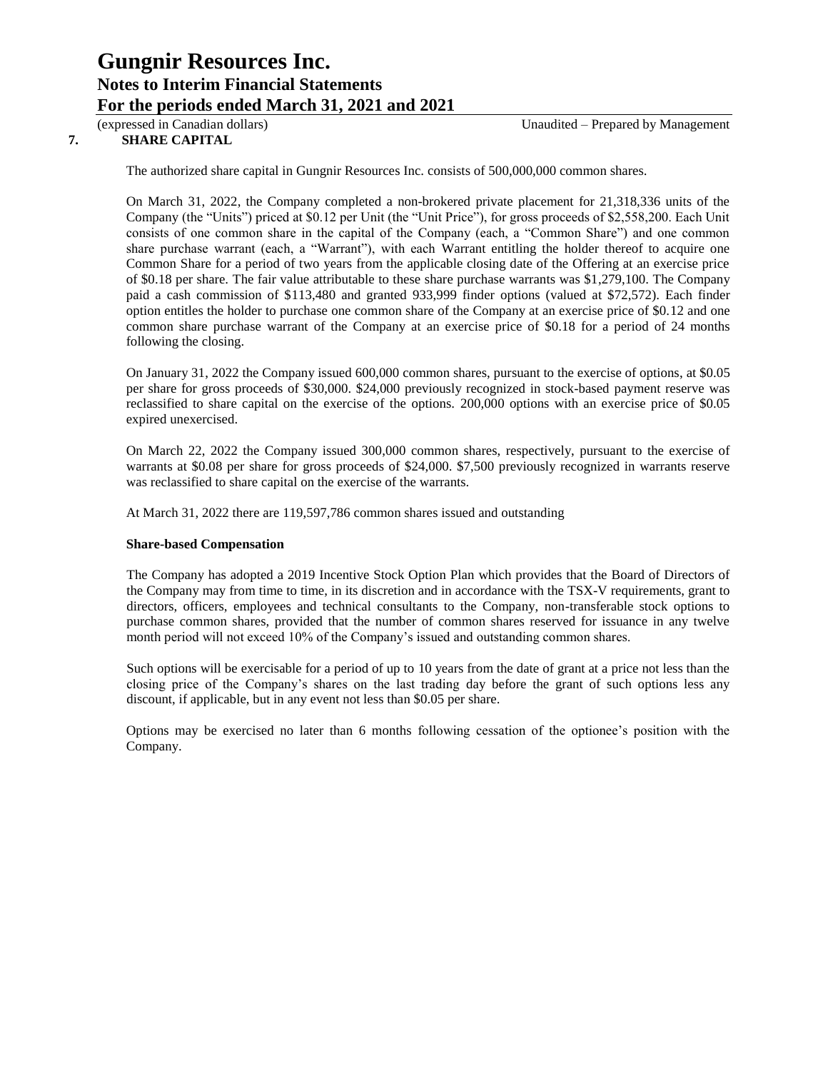## 7. SHARE CAPITAL

The authorized share capital in Gungnir Resources Inc. consists of 500,000,000 common shares.

On March 31, 2022, the Company completed a non-brokered private placement for 21,318,336 units of the Company (the "Units") priced at $0.12 per Unit (the "Unit Price"), for gross proceeds of $2,558,200. Each Unit consists of one common share in the capital of the Company (each, a "Common Share") and one common share purchase warrant (each, a "Warrant"), with each Warrant entitling the holder thereof to acquire one Common Share for a period of two years from the applicable closing date of the Offering at an exercise price of $0.18 per share. The fair value attributable to these share purchase warrants was $1,279,100. The Company paid a cash commission of $113,480 and granted 933,999 finder options (valued at $72,572). Each finder option entitles the holder to purchase one common share of the Company at an exercise price of $0.12 and one common share purchase warrant of the Company at an exercise price of $0.18 for a period of 24 months following the closing.

On January 31, 2022 the Company issued 600,000 common shares, pursuant to the exercise of options, at $0.05 per share for gross proceeds of $30,000. $24,000 previously recognized in stock-based payment reserve was reclassified to share capital on the exercise of the options. 200,000 options with an exercise price of $0.05 expired unexercised.

On March 22, 2022 the Company issued 300,000 common shares, respectively, pursuant to the exercise of warrants at $0.08 per share for gross proceeds of $24,000. $7,500 previously recognized in warrants reserve was reclassified to share capital on the exercise of the warrants.

At March 31, 2022 there are 119,597,786 common shares issued and outstanding

**Share-based Compensation**

The Company has adopted a 2019 Incentive Stock Option Plan which provides that the Board of Directors of the Company may from time to time, in its discretion and in accordance with the TSX-V requirements, grant to directors, officers, employees and technical consultants to the Company, non-transferable stock options to purchase common shares, provided that the number of common shares reserved for issuance in any twelve month period will not exceed 10% of the Company's issued and outstanding common shares.

Such options will be exercisable for a period of up to 10 years from the date of grant at a price not less than the closing price of the Company's shares on the last trading day before the grant of such options less any discount, if applicable, but in any event not less than $0.05 per share.

Options may be exercised no later than 6 months following cessation of the optionee's position with the Company.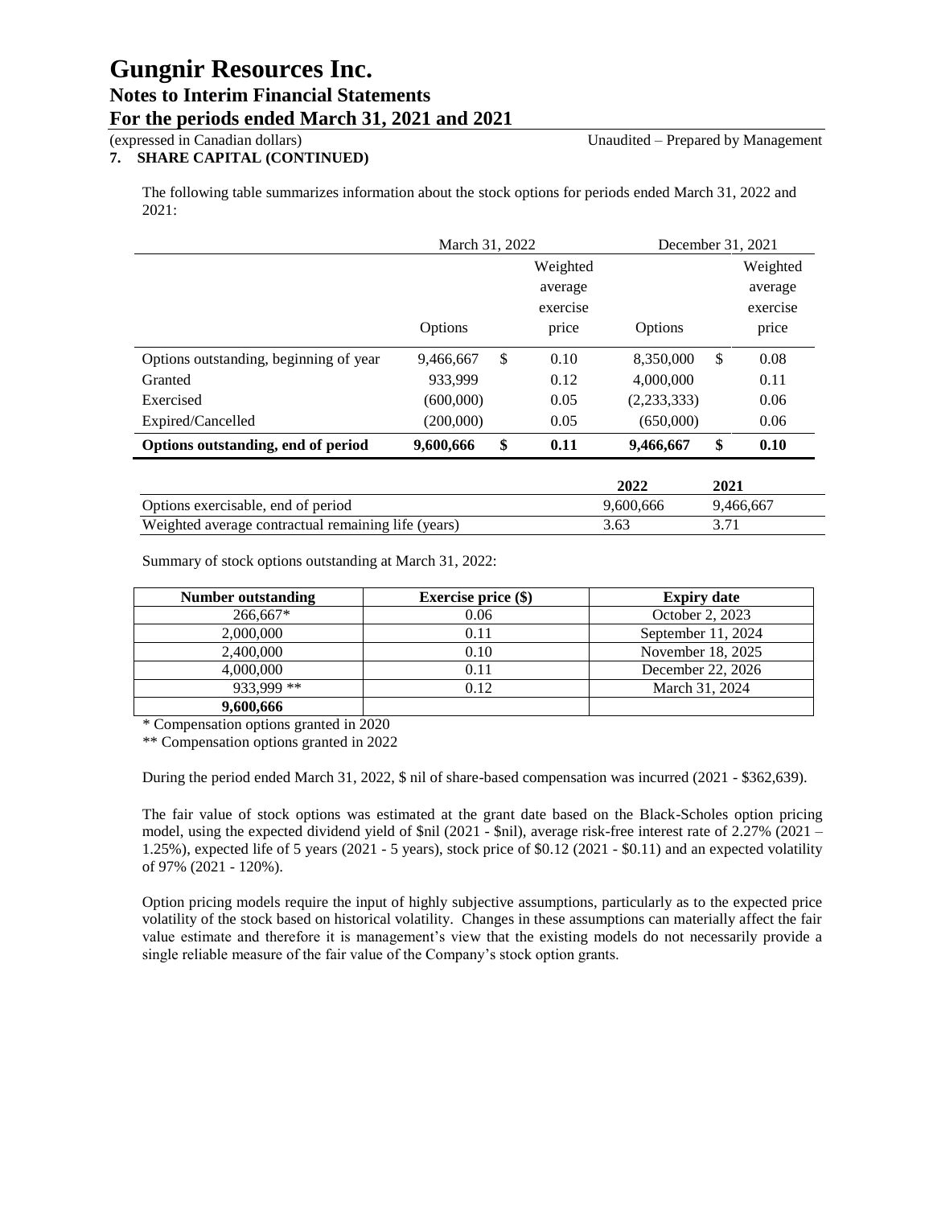## 7. SHARE CAPITAL (CONTINUED)

The following table summarizes information about the stock options for periods ended March 31, 2022 and 2021:

| | March 31, 2022 | | | December 31, 2021 | | |
|---|---|---|---|---|---|---|
| | Options | | Weighted average exercise price | Options | | Weighted average exercise price |
| Options outstanding, beginning of year | 9,466,667 | $ | 0.10 | 8,350,000 | $ | 0.08 |
| Granted | 933,999 | | 0.12 | 4,000,000 | | 0.11 |
| Exercised | (600,000) | | 0.05 | (2,233,333) | | 0.06 |
| Expired/Cancelled | (200,000) | | 0.05 | (650,000) | | 0.06 |
| **Options outstanding, end of period** | **9,600,666** | **$** | **0.11** | **9,466,667** | **$** | **0.10** |

| | **2022** | **2021** |
|---|---|---|
| Options exercisable, end of period | 9,600,666 | 9,466,667 |
| Weighted average contractual remaining life (years) | 3.63 | 3.71 |

Summary of stock options outstanding at March 31, 2022:

| Number outstanding | Exercise price ($) | Expiry date |
|---|---|---|
| 266,667* | 0.06 | October 2, 2023 |
| 2,000,000 | 0.11 | September 11, 2024 |
| 2,400,000 | 0.10 | November 18, 2025 |
| 4,000,000 | 0.11 | December 22, 2026 |
| 933,999 ** | 0.12 | March 31, 2024 |
| **9,600,666** | | |

\* Compensation options granted in 2020

** Compensation options granted in 2022

During the period ended March 31, 2022, $ nil of share-based compensation was incurred (2021 - $362,639).

The fair value of stock options was estimated at the grant date based on the Black-Scholes option pricing model, using the expected dividend yield of $nil (2021 - $nil), average risk-free interest rate of 2.27% (2021 – 1.25%), expected life of 5 years (2021 - 5 years), stock price of $0.12 (2021 - $0.11) and an expected volatility of 97% (2021 - 120%).

Option pricing models require the input of highly subjective assumptions, particularly as to the expected price volatility of the stock based on historical volatility. Changes in these assumptions can materially affect the fair value estimate and therefore it is management's view that the existing models do not necessarily provide a single reliable measure of the fair value of the Company's stock option grants.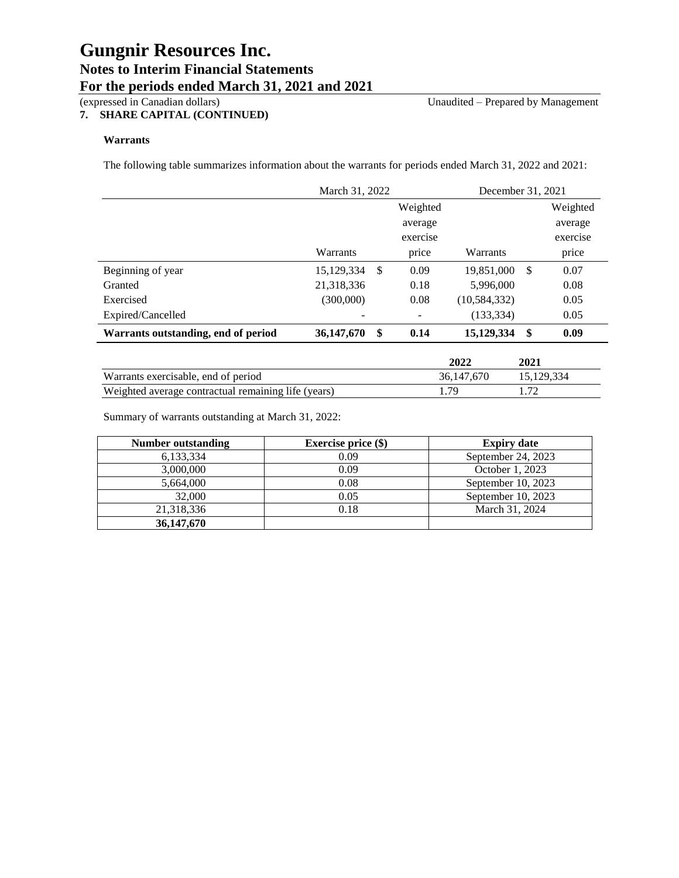# Gungnir Resources Inc.

## Notes to Interim Financial Statements

## For the periods ended March 31, 2021 and 2021

(expressed in Canadian dollars) Unaudited – Prepared by Management

### 7. SHARE CAPITAL (CONTINUED)

**Warrants**

The following table summarizes information about the warrants for periods ended March 31, 2022 and 2021:

| | March 31, 2022 | | | December 31, 2021 | | |
|---|---|---|---|---|---|---|
| | Warrants | | Weighted average exercise price | Warrants | | Weighted average exercise price |
| Beginning of year | 15,129,334 | $ | 0.09 | 19,851,000 | $ | 0.07 |
| Granted | 21,318,336 | | 0.18 | 5,996,000 | | 0.08 |
| Exercised | (300,000) | | 0.08 | (10,584,332) | | 0.05 |
| Expired/Cancelled | - | | - | (133,334) | | 0.05 |
| **Warrants outstanding, end of period** | **36,147,670** | **$** | **0.14** | **15,129,334** | **$** | **0.09** |

| | 2022 | 2021 |
|---|---|---|
| Warrants exercisable, end of period | 36,147,670 | 15,129,334 |
| Weighted average contractual remaining life (years) | 1.79 | 1.72 |

Summary of warrants outstanding at March 31, 2022:

| Number outstanding | Exercise price ($) | Expiry date |
|---|---|---|
| 6,133,334 | 0.09 | September 24, 2023 |
| 3,000,000 | 0.09 | October 1, 2023 |
| 5,664,000 | 0.08 | September 10, 2023 |
| 32,000 | 0.05 | September 10, 2023 |
| 21,318,336 | 0.18 | March 31, 2024 |
| **36,147,670** | | |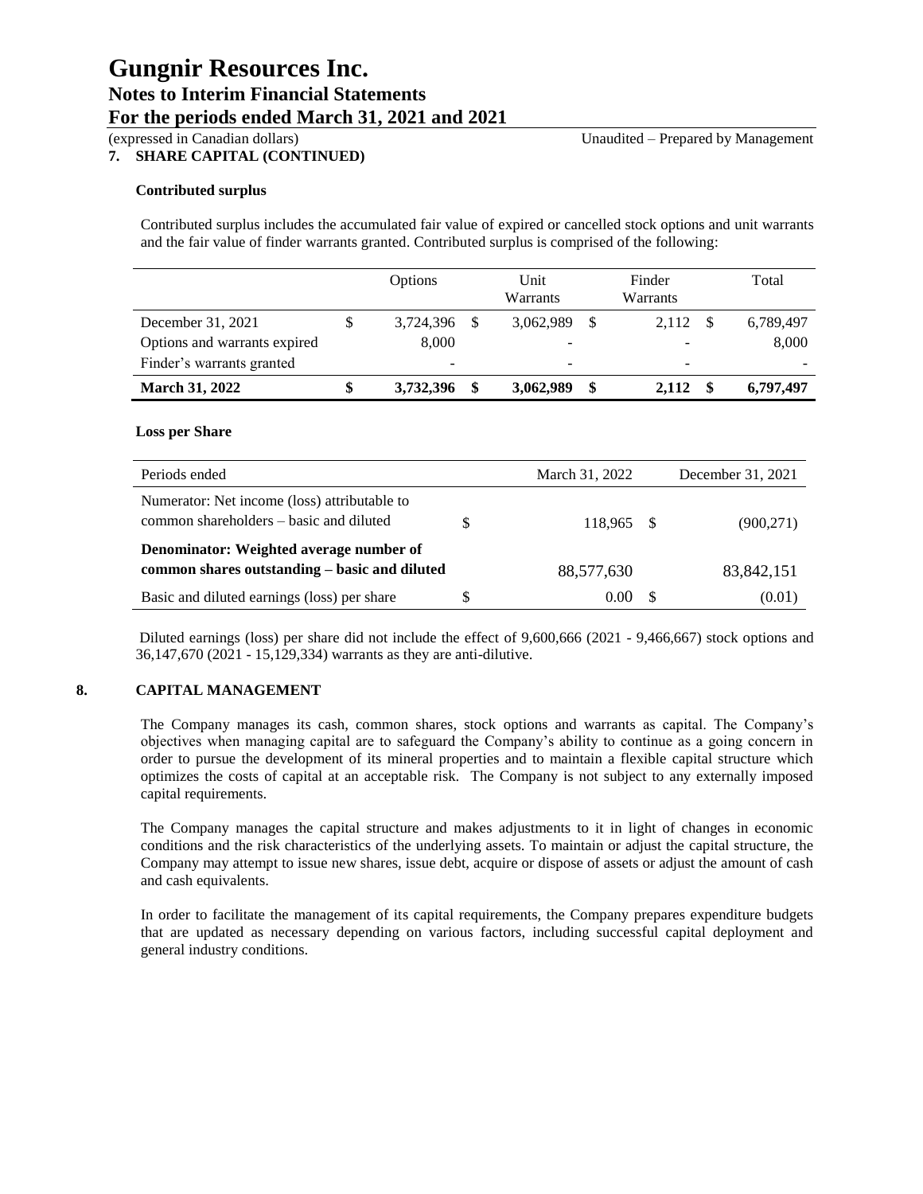### 7. SHARE CAPITAL (CONTINUED)

**Contributed surplus**

Contributed surplus includes the accumulated fair value of expired or cancelled stock options and unit warrants and the fair value of finder warrants granted. Contributed surplus is comprised of the following:

| | Options | Unit Warrants | Finder Warrants | Total |
|---|---|---|---|---|
| December 31, 2021 | $ 3,724,396 | $ 3,062,989 | $ 2,112 | $ 6,789,497 |
| Options and warrants expired | 8,000 | - | - | 8,000 |
| Finder's warrants granted | - | - | - | - |
| **March 31, 2022** | **$ 3,732,396** | **$ 3,062,989** | **$ 2,112** | **$ 6,797,497** |

**Loss per Share**

| Periods ended | March 31, 2022 | December 31, 2021 |
|---|---|---|
| Numerator: Net income (loss) attributable to common shareholders – basic and diluted | $ 118,965 | $ (900,271) |
| **Denominator: Weighted average number of common shares outstanding – basic and diluted** | 88,577,630 | 83,842,151 |
| Basic and diluted earnings (loss) per share | $ 0.00 | $ (0.01) |

Diluted earnings (loss) per share did not include the effect of 9,600,666 (2021 - 9,466,667) stock options and 36,147,670 (2021 - 15,129,334) warrants as they are anti-dilutive.

## 8. CAPITAL MANAGEMENT

The Company manages its cash, common shares, stock options and warrants as capital. The Company's objectives when managing capital are to safeguard the Company's ability to continue as a going concern in order to pursue the development of its mineral properties and to maintain a flexible capital structure which optimizes the costs of capital at an acceptable risk. The Company is not subject to any externally imposed capital requirements.

The Company manages the capital structure and makes adjustments to it in light of changes in economic conditions and the risk characteristics of the underlying assets. To maintain or adjust the capital structure, the Company may attempt to issue new shares, issue debt, acquire or dispose of assets or adjust the amount of cash and cash equivalents.

In order to facilitate the management of its capital requirements, the Company prepares expenditure budgets that are updated as necessary depending on various factors, including successful capital deployment and general industry conditions.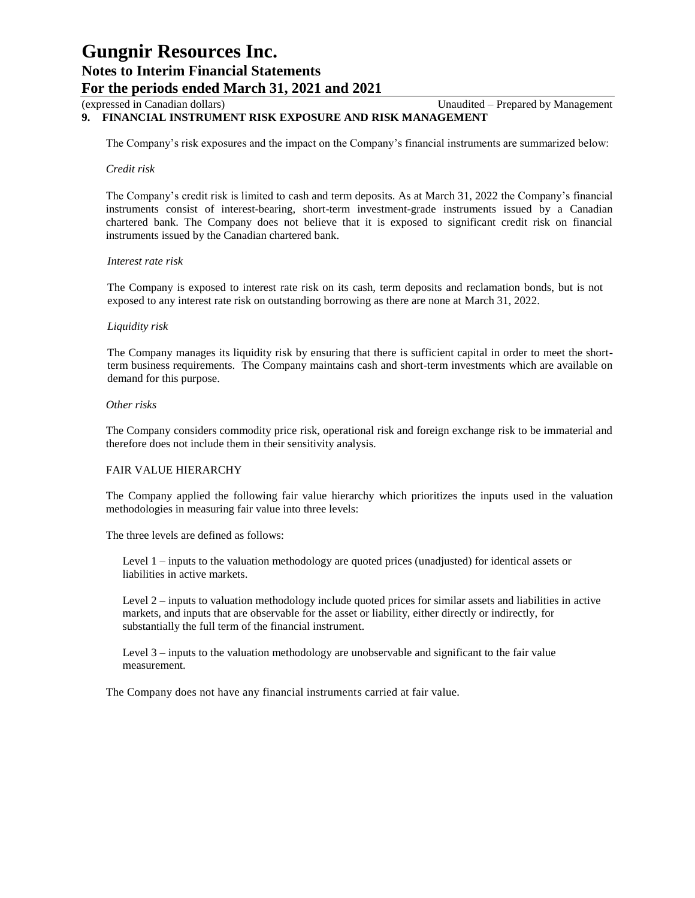## 9. FINANCIAL INSTRUMENT RISK EXPOSURE AND RISK MANAGEMENT

The Company's risk exposures and the impact on the Company's financial instruments are summarized below:

*Credit risk*

The Company's credit risk is limited to cash and term deposits. As at March 31, 2022 the Company's financial instruments consist of interest-bearing, short-term investment-grade instruments issued by a Canadian chartered bank. The Company does not believe that it is exposed to significant credit risk on financial instruments issued by the Canadian chartered bank.

*Interest rate risk*

The Company is exposed to interest rate risk on its cash, term deposits and reclamation bonds, but is not exposed to any interest rate risk on outstanding borrowing as there are none at March 31, 2022.

*Liquidity risk*

The Company manages its liquidity risk by ensuring that there is sufficient capital in order to meet the short-term business requirements. The Company maintains cash and short-term investments which are available on demand for this purpose.

*Other risks*

The Company considers commodity price risk, operational risk and foreign exchange risk to be immaterial and therefore does not include them in their sensitivity analysis.

FAIR VALUE HIERARCHY

The Company applied the following fair value hierarchy which prioritizes the inputs used in the valuation methodologies in measuring fair value into three levels:

The three levels are defined as follows:

Level 1 – inputs to the valuation methodology are quoted prices (unadjusted) for identical assets or liabilities in active markets.

Level 2 – inputs to valuation methodology include quoted prices for similar assets and liabilities in active markets, and inputs that are observable for the asset or liability, either directly or indirectly, for substantially the full term of the financial instrument.

Level 3 – inputs to the valuation methodology are unobservable and significant to the fair value measurement.

The Company does not have any financial instruments carried at fair value.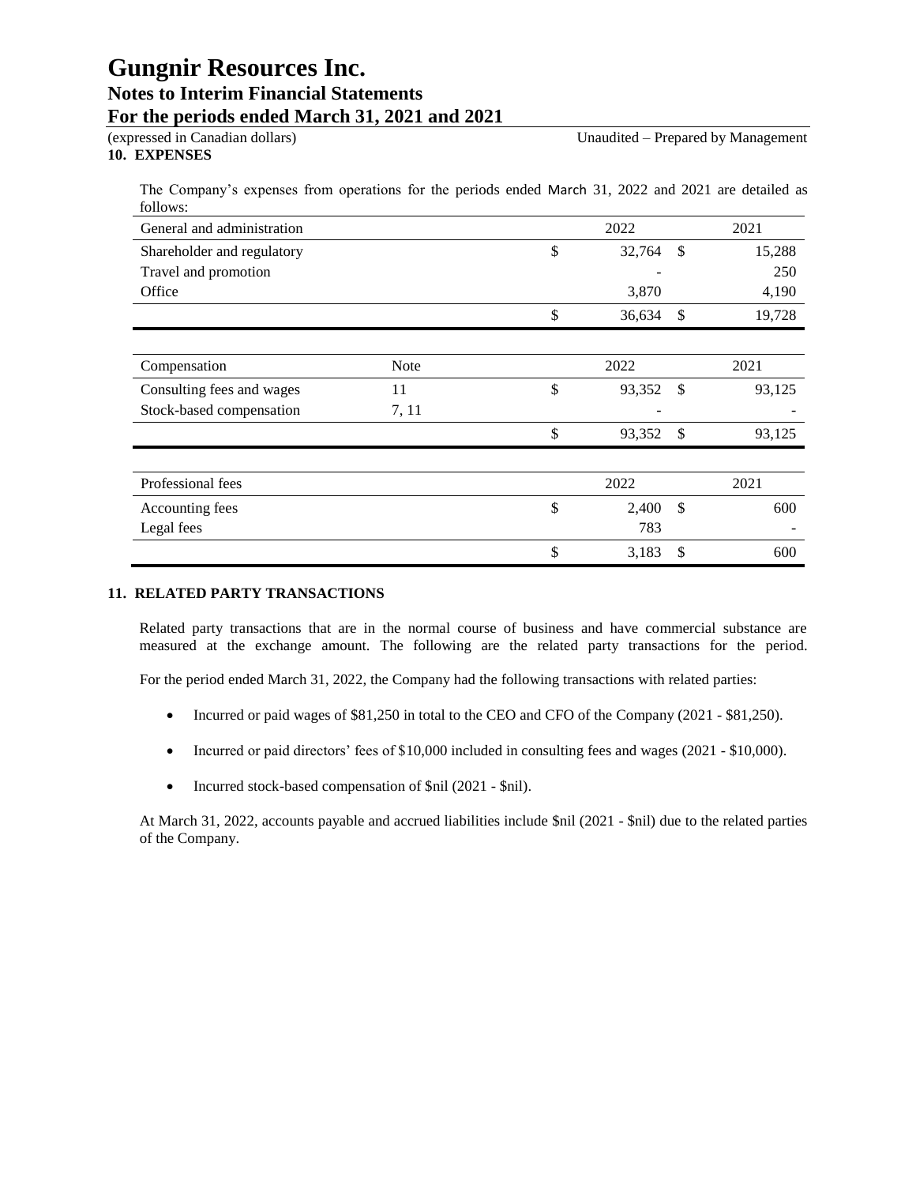# Gungnir Resources Inc.

## Notes to Interim Financial Statements

## For the periods ended March 31, 2021 and 2021

(expressed in Canadian dollars) Unaudited – Prepared by Management

### 10. EXPENSES

The Company's expenses from operations for the periods ended March 31, 2022 and 2021 are detailed as follows:

| General and administration | | 2022 | 2021 |
|---|---|---|---|
| Shareholder and regulatory | | $ 32,764 | $ 15,288 |
| Travel and promotion | | - | 250 |
| Office | | 3,870 | 4,190 |
| | | $ 36,634 | $ 19,728 |

| Compensation | Note | 2022 | 2021 |
|---|---|---|---|
| Consulting fees and wages | 11 | $ 93,352 | $ 93,125 |
| Stock-based compensation | 7, 11 | - | - |
| | | $ 93,352 | $ 93,125 |

| Professional fees | | 2022 | 2021 |
|---|---|---|---|
| Accounting fees | | $ 2,400 | $ 600 |
| Legal fees | | 783 | - |
| | | $ 3,183 | $ 600 |

### 11. RELATED PARTY TRANSACTIONS

Related party transactions that are in the normal course of business and have commercial substance are measured at the exchange amount. The following are the related party transactions for the period.

For the period ended March 31, 2022, the Company had the following transactions with related parties:

- Incurred or paid wages of $81,250 in total to the CEO and CFO of the Company (2021 - $81,250).
- Incurred or paid directors' fees of $10,000 included in consulting fees and wages (2021 - $10,000).
- Incurred stock-based compensation of $nil (2021 - $nil).

At March 31, 2022, accounts payable and accrued liabilities include $nil (2021 - $nil) due to the related parties of the Company.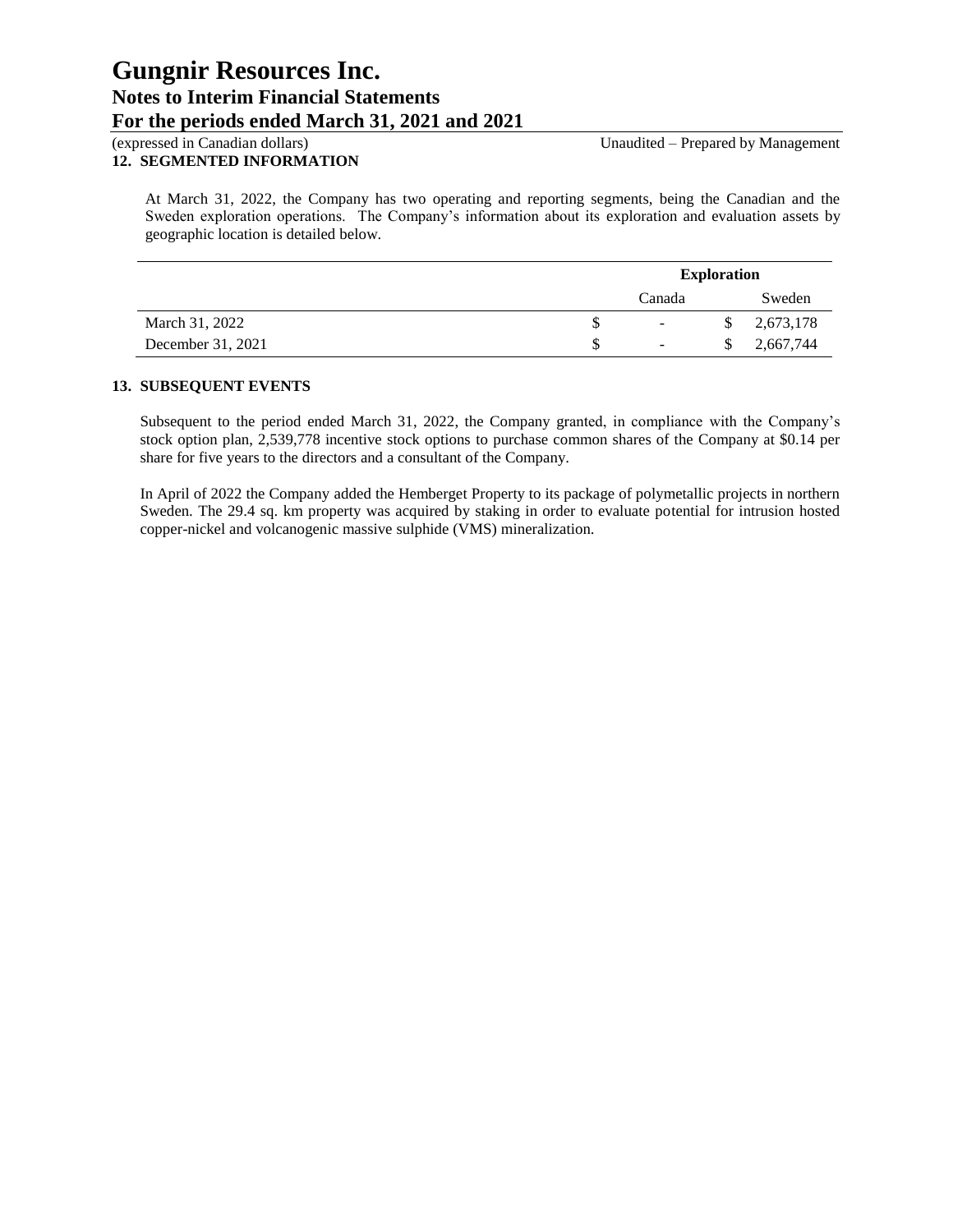## 12. SEGMENTED INFORMATION

At March 31, 2022, the Company has two operating and reporting segments, being the Canadian and the Sweden exploration operations. The Company's information about its exploration and evaluation assets by geographic location is detailed below.

| | Exploration | |
|---|---|---|
| | Canada | Sweden |
| March 31, 2022 | $ - | $ 2,673,178 |
| December 31, 2021 | $ - | $ 2,667,744 |

## 13. SUBSEQUENT EVENTS

Subsequent to the period ended March 31, 2022, the Company granted, in compliance with the Company's stock option plan, 2,539,778 incentive stock options to purchase common shares of the Company at $0.14 per share for five years to the directors and a consultant of the Company.

In April of 2022 the Company added the Hemberget Property to its package of polymetallic projects in northern Sweden. The 29.4 sq. km property was acquired by staking in order to evaluate potential for intrusion hosted copper-nickel and volcanogenic massive sulphide (VMS) mineralization.